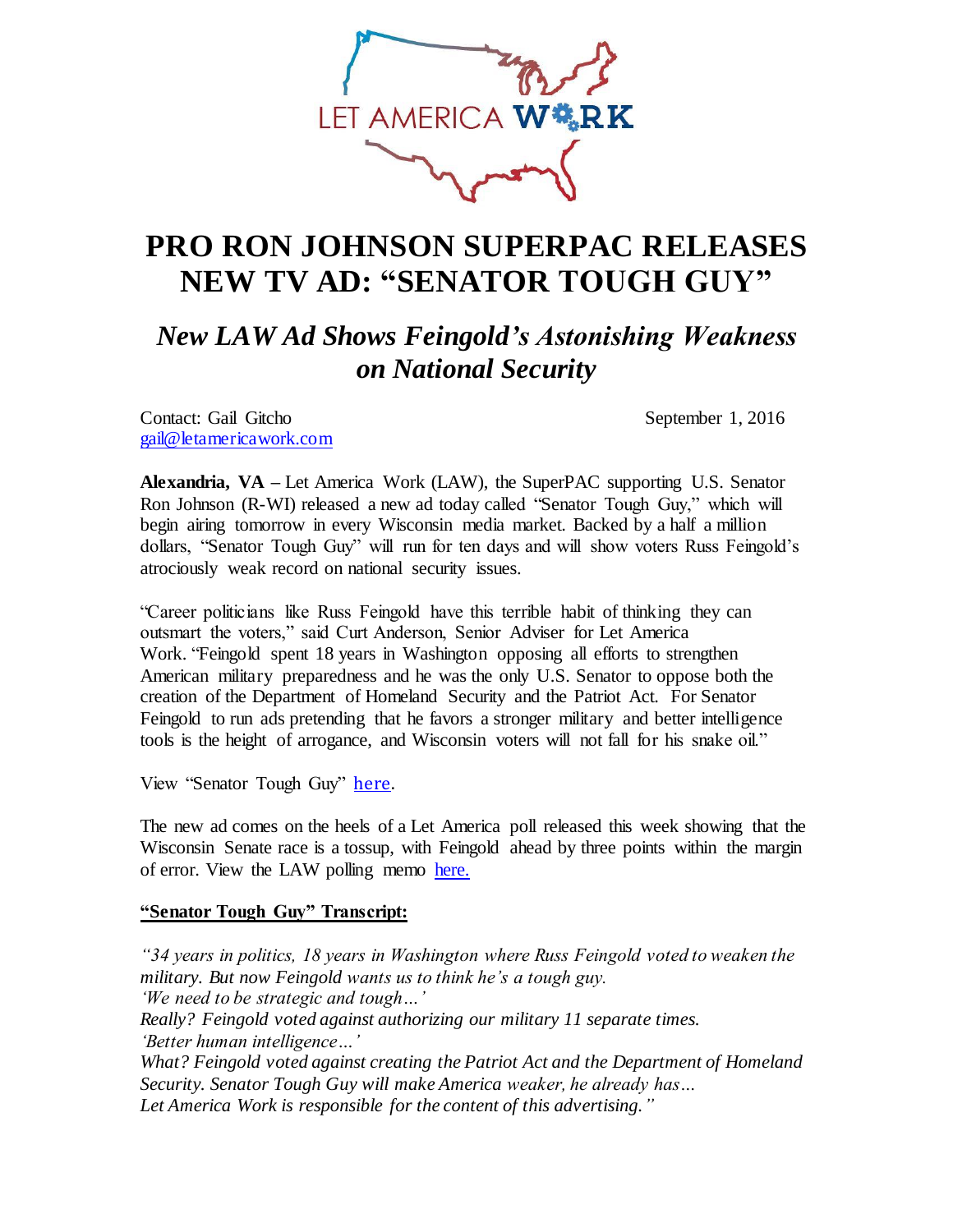LET AMERICA WORK

# PRO RON JOHNSON SUPERPAC RELEASES NEW TV AD: "SENATOR TOUGH GUY"

## *New LAW Ad Shows Feingold's Astonishing Weakness on National Security*

Contact: Gail Gitcho
gail@letamericawork.com

September 1, 2016

**Alexandria, VA** – Let America Work (LAW), the SuperPAC supporting U.S. Senator Ron Johnson (R-WI) released a new ad today called "Senator Tough Guy," which will begin airing tomorrow in every Wisconsin media market. Backed by a half a million dollars, "Senator Tough Guy" will run for ten days and will show voters Russ Feingold's atrociously weak record on national security issues.

"Career politicians like Russ Feingold have this terrible habit of thinking they can outsmart the voters," said Curt Anderson, Senior Adviser for Let America Work. "Feingold spent 18 years in Washington opposing all efforts to strengthen American military preparedness and he was the only U.S. Senator to oppose both the creation of the Department of Homeland Security and the Patriot Act. For Senator Feingold to run ads pretending that he favors a stronger military and better intelligence tools is the height of arrogance, and Wisconsin voters will not fall for his snake oil."

View "Senator Tough Guy" here.

The new ad comes on the heels of a Let America poll released this week showing that the Wisconsin Senate race is a tossup, with Feingold ahead by three points within the margin of error. View the LAW polling memo here.

**"Senator Tough Guy" Transcript:**

*"34 years in politics, 18 years in Washington where Russ Feingold voted to weaken the military. But now Feingold wants us to think he's a tough guy.*
*'We need to be strategic and tough…'*
*Really? Feingold voted against authorizing our military 11 separate times.*
*'Better human intelligence…'*
*What? Feingold voted against creating the Patriot Act and the Department of Homeland Security. Senator Tough Guy will make America weaker, he already has…*
*Let America Work is responsible for the content of this advertising."*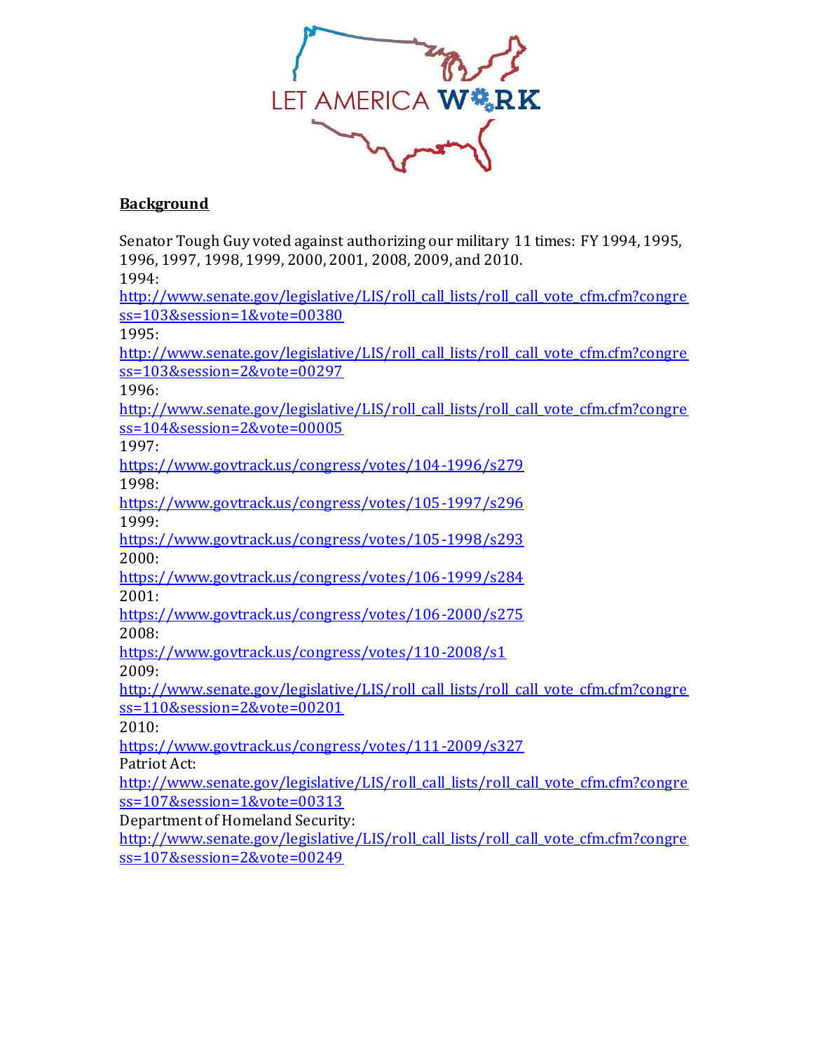LET AMERICA WORK

**Background**

Senator Tough Guy voted against authorizing our military 11 times: FY 1994, 1995, 1996, 1997, 1998, 1999, 2000, 2001, 2008, 2009, and 2010.

1994:
http://www.senate.gov/legislative/LIS/roll_call_lists/roll_call_vote_cfm.cfm?congress=103&session=1&vote=00380

1995:
http://www.senate.gov/legislative/LIS/roll_call_lists/roll_call_vote_cfm.cfm?congress=103&session=2&vote=00297

1996:
http://www.senate.gov/legislative/LIS/roll_call_lists/roll_call_vote_cfm.cfm?congress=104&session=2&vote=00005

1997:
https://www.govtrack.us/congress/votes/104-1996/s279

1998:
https://www.govtrack.us/congress/votes/105-1997/s296

1999:
https://www.govtrack.us/congress/votes/105-1998/s293

2000:
https://www.govtrack.us/congress/votes/106-1999/s284

2001:
https://www.govtrack.us/congress/votes/106-2000/s275

2008:
https://www.govtrack.us/congress/votes/110-2008/s1

2009:
http://www.senate.gov/legislative/LIS/roll_call_lists/roll_call_vote_cfm.cfm?congress=110&session=2&vote=00201

2010:
https://www.govtrack.us/congress/votes/111-2009/s327

Patriot Act:
http://www.senate.gov/legislative/LIS/roll_call_lists/roll_call_vote_cfm.cfm?congress=107&session=1&vote=00313

Department of Homeland Security:
http://www.senate.gov/legislative/LIS/roll_call_lists/roll_call_vote_cfm.cfm?congress=107&session=2&vote=00249